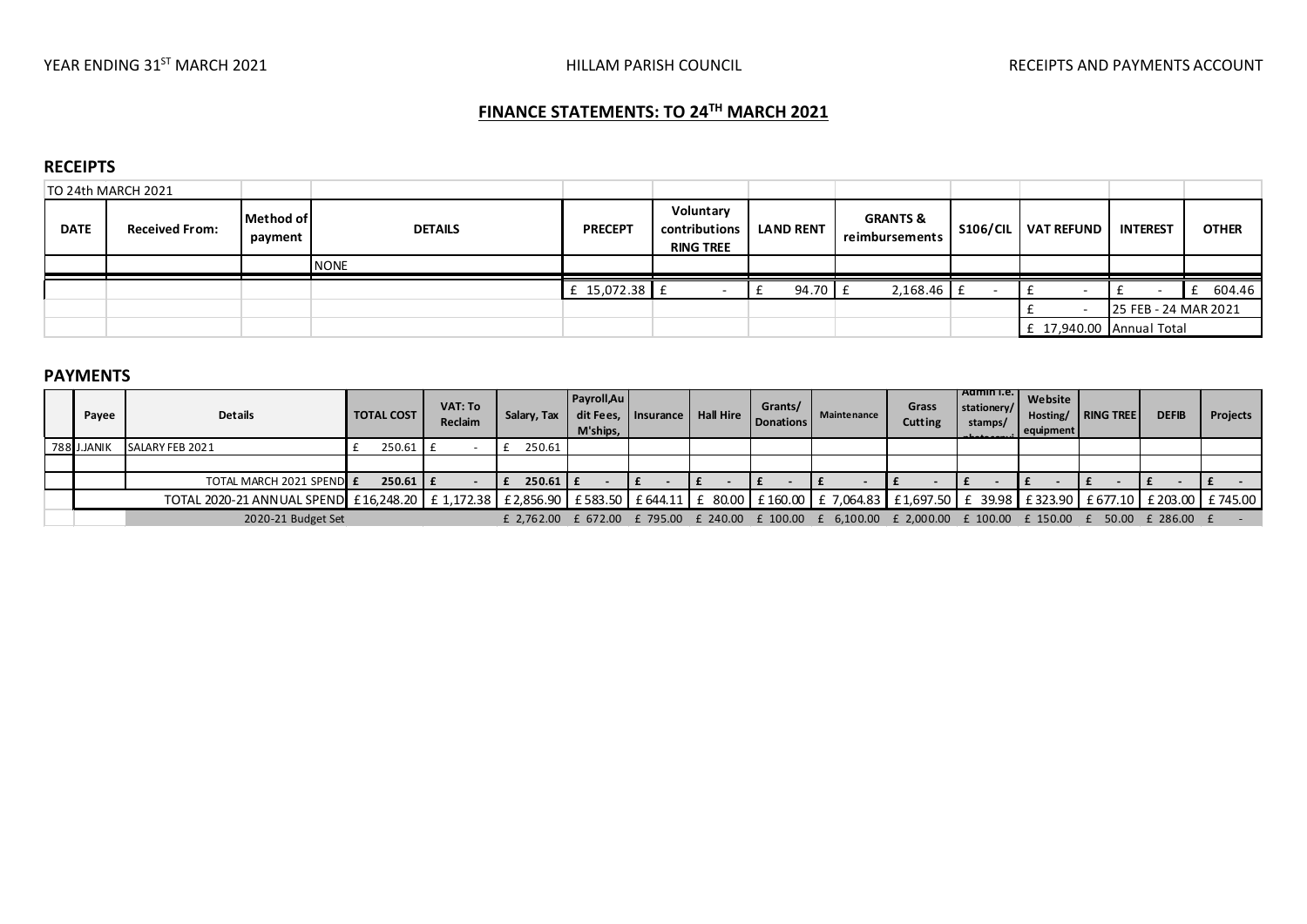YEAR ENDING 31[ST] MARCH 2021 HILLAM PARISH COUNCIL RECEIPTS AND PAYMENTS ACCOUNT

## FINANCE STATEMENTS: TO 24[TH] MARCH 2021

### RECEIPTS

| TO 24th MARCH 2021 | | | | | | | | | | | |
|---|---|---|---|---|---|---|---|---|---|---|---|
| **DATE** | **Received From:** | **Method of payment** | **DETAILS** | **PRECEPT** | **Voluntary contributions RING TREE** | **LAND RENT** | **GRANTS & reimbursements** | **S106/CIL** | **VAT REFUND** | **INTEREST** | **OTHER** |
| | | | NONE | | | | | | | | |
| | | | | £ 15,072.38 | £ - | £ 94.70 | £ 2,168.46 | £ - | £ - | £ - | £ 604.46 |
| | | | | | | | | | £ - | 25 FEB - 24 MAR 2021 | |
| | | | | | | | | | £ 17,940.00 | Annual Total | |

### PAYMENTS

| | Payee | Details | TOTAL COST | VAT: To Reclaim | Salary, Tax | Payroll,Audit Fees, M'ships, | Insurance | Hall Hire | Grants/ Donations | Maintenance | Grass Cutting | Admin i.e. stationery/ stamps/ photocopy | Website Hosting/ equipment | RING TREE | DEFIB | Projects |
|---|---|---|---|---|---|---|---|---|---|---|---|---|---|---|---|---|
| 788 | J.JANIK | SALARY FEB 2021 | £ 250.61 | £ - | £ 250.61 | | | | | | | | | | | |
| | | | | | | | | | | | | | | | | |
| | | TOTAL MARCH 2021 SPEND | £ 250.61 | £ - | £ 250.61 | £ - | £ - | £ - | £ - | £ - | £ - | £ - | £ - | £ - | £ - | £ - |
| | | TOTAL 2020-21 ANNUAL SPEND | £16,248.20 | £ 1,172.38 | £2,856.90 | £583.50 | £644.11 | £ 80.00 | £160.00 | £ 7,064.83 | £1,697.50 | £ 39.98 | £323.90 | £677.10 | £203.00 | £745.00 |
| | | 2020-21 Budget Set | | | £ 2,762.00 | £ 672.00 | £ 795.00 | £ 240.00 | £ 100.00 | £ 6,100.00 | £ 2,000.00 | £ 100.00 | £ 150.00 | £ 50.00 | £ 286.00 | £ - |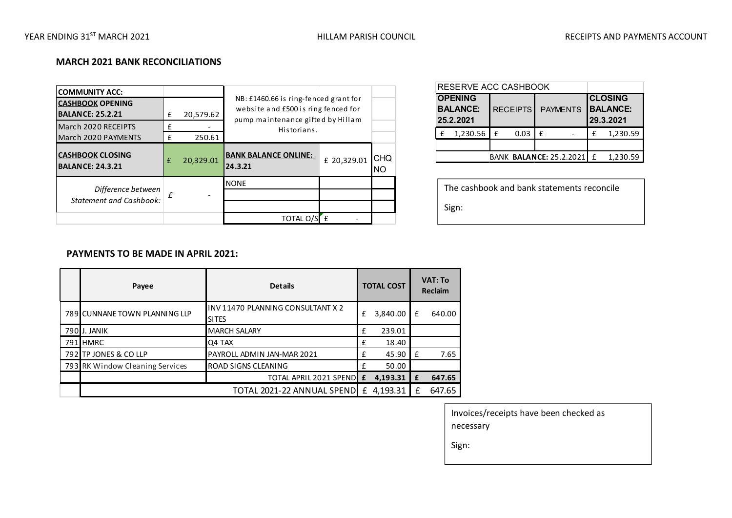## MARCH 2021 BANK RECONCILIATIONS

| | | | | |
|---|---|---|---|---|
| **COMMUNITY ACC:** | | NB: £1460.66 is ring-fenced grant for website and £500 is ring fenced for pump maintenance gifted by Hillam Historians. | | |
| **CASHBOOK OPENING BALANCE: 25.2.21** | £ 20,579.62 | | | |
| March 2020 RECEIPTS | £ - | | | |
| March 2020 PAYMENTS | £ 250.61 | | | |
| **CASHBOOK CLOSING BALANCE: 24.3.21** | £ 20,329.01 | **BANK BALANCE ONLINE: 24.3.21** | £ 20,329.01 | CHQ NO |
| *Difference between Statement and Cashbook:* | £ - | NONE | | |
| | | | | |
| | | | | |
| | | TOTAL O/S | £ - | |

| RESERVE ACC CASHBOOK | | | |
|---|---|---|---|
| **OPENING BALANCE: 25.2.2021** | RECEIPTS | PAYMENTS | **CLOSING BALANCE: 29.3.2021** |
| £ 1,230.56 | £ 0.03 | £ - | £ 1,230.59 |
| | | | |
| | | BANK **BALANCE:** 25.2.2021 | £ 1,230.59 |

The cashbook and bank statements reconcile

Sign:

## PAYMENTS TO BE MADE IN APRIL 2021:

| | Payee | Details | TOTAL COST | VAT: To Reclaim |
|---|---|---|---|---|
| 789 | CUNNANE TOWN PLANNING LLP | INV 11470 PLANNING CONSULTANT X 2 SITES | £ 3,840.00 | £ 640.00 |
| 790 | J. JANIK | MARCH SALARY | £ 239.01 | |
| 791 | HMRC | Q4 TAX | £ 18.40 | |
| 792 | TP JONES & CO LLP | PAYROLL ADMIN JAN-MAR 2021 | £ 45.90 | £ 7.65 |
| 793 | RK Window Cleaning Services | ROAD SIGNS CLEANING | £ 50.00 | |
| | | TOTAL APRIL 2021 SPEND | **£ 4,193.31** | **£ 647.65** |
| | | TOTAL 2021-22 ANNUAL SPEND | £ 4,193.31 | £ 647.65 |

Invoices/receipts have been checked as necessary

Sign: